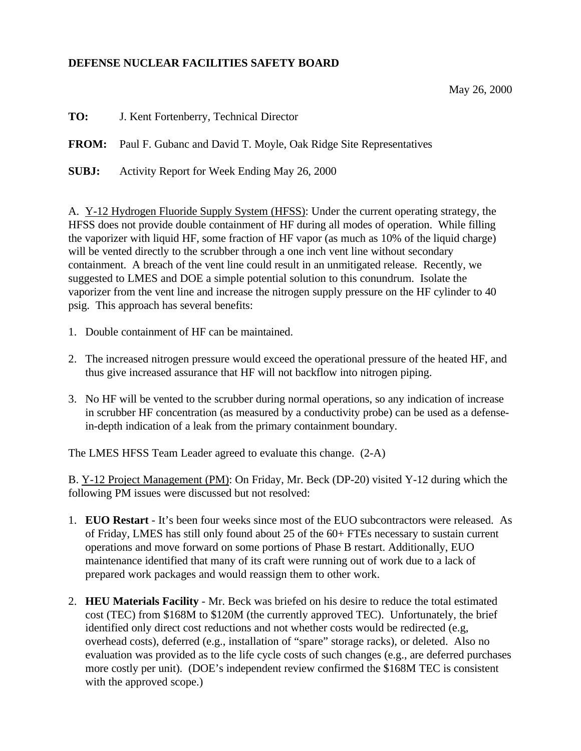**DEFENSE NUCLEAR FACILITIES SAFETY BOARD**

May 26, 2000

**TO:** J. Kent Fortenberry, Technical Director

**FROM:** Paul F. Gubanc and David T. Moyle, Oak Ridge Site Representatives

**SUBJ:** Activity Report for Week Ending May 26, 2000

A. Y-12 Hydrogen Fluoride Supply System (HFSS): Under the current operating strategy, the HFSS does not provide double containment of HF during all modes of operation. While filling the vaporizer with liquid HF, some fraction of HF vapor (as much as 10% of the liquid charge) will be vented directly to the scrubber through a one inch vent line without secondary containment. A breach of the vent line could result in an unmitigated release. Recently, we suggested to LMES and DOE a simple potential solution to this conundrum. Isolate the vaporizer from the vent line and increase the nitrogen supply pressure on the HF cylinder to 40 psig. This approach has several benefits:

1. Double containment of HF can be maintained.

2. The increased nitrogen pressure would exceed the operational pressure of the heated HF, and thus give increased assurance that HF will not backflow into nitrogen piping.

3. No HF will be vented to the scrubber during normal operations, so any indication of increase in scrubber HF concentration (as measured by a conductivity probe) can be used as a defense-in-depth indication of a leak from the primary containment boundary.

The LMES HFSS Team Leader agreed to evaluate this change. (2-A)

B. Y-12 Project Management (PM): On Friday, Mr. Beck (DP-20) visited Y-12 during which the following PM issues were discussed but not resolved:

1. **EUO Restart** - It's been four weeks since most of the EUO subcontractors were released. As of Friday, LMES has still only found about 25 of the 60+ FTEs necessary to sustain current operations and move forward on some portions of Phase B restart. Additionally, EUO maintenance identified that many of its craft were running out of work due to a lack of prepared work packages and would reassign them to other work.

2. **HEU Materials Facility** - Mr. Beck was briefed on his desire to reduce the total estimated cost (TEC) from $168M to $120M (the currently approved TEC). Unfortunately, the brief identified only direct cost reductions and not whether costs would be redirected (e.g, overhead costs), deferred (e.g., installation of "spare" storage racks), or deleted. Also no evaluation was provided as to the life cycle costs of such changes (e.g., are deferred purchases more costly per unit). (DOE's independent review confirmed the $168M TEC is consistent with the approved scope.)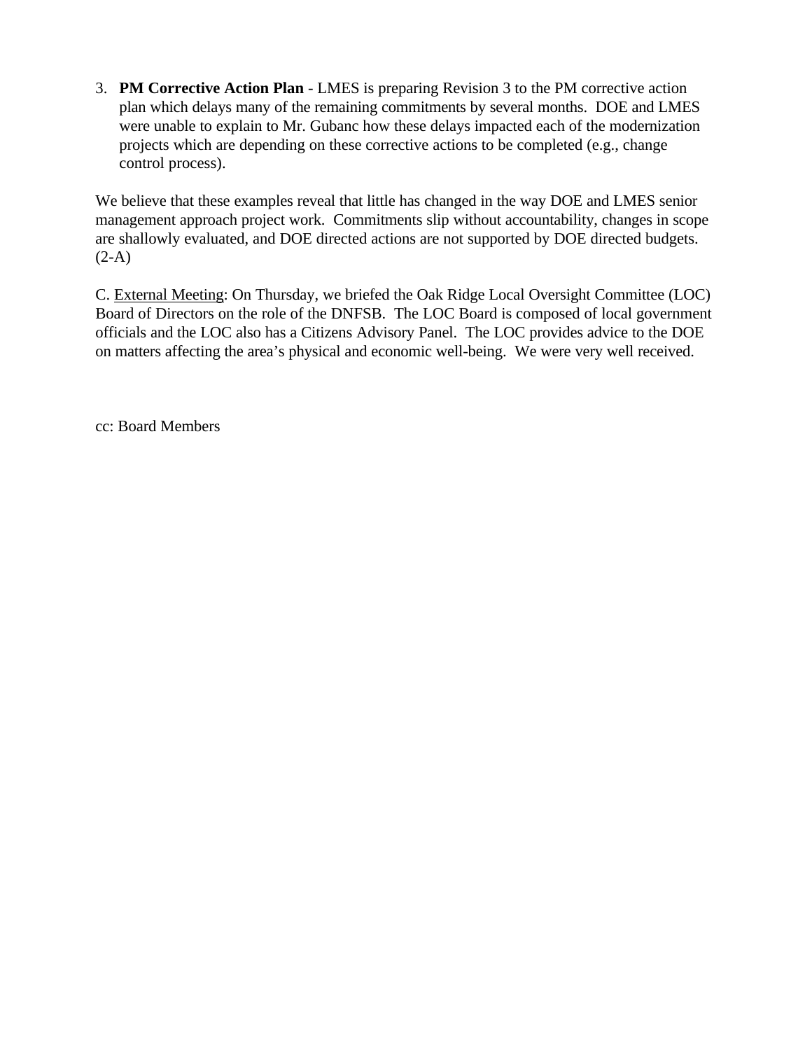3. **PM Corrective Action Plan** - LMES is preparing Revision 3 to the PM corrective action plan which delays many of the remaining commitments by several months. DOE and LMES were unable to explain to Mr. Gubanc how these delays impacted each of the modernization projects which are depending on these corrective actions to be completed (e.g., change control process).

We believe that these examples reveal that little has changed in the way DOE and LMES senior management approach project work. Commitments slip without accountability, changes in scope are shallowly evaluated, and DOE directed actions are not supported by DOE directed budgets. (2-A)

C. <u>External Meeting</u>: On Thursday, we briefed the Oak Ridge Local Oversight Committee (LOC) Board of Directors on the role of the DNFSB. The LOC Board is composed of local government officials and the LOC also has a Citizens Advisory Panel. The LOC provides advice to the DOE on matters affecting the area's physical and economic well-being. We were very well received.

cc: Board Members